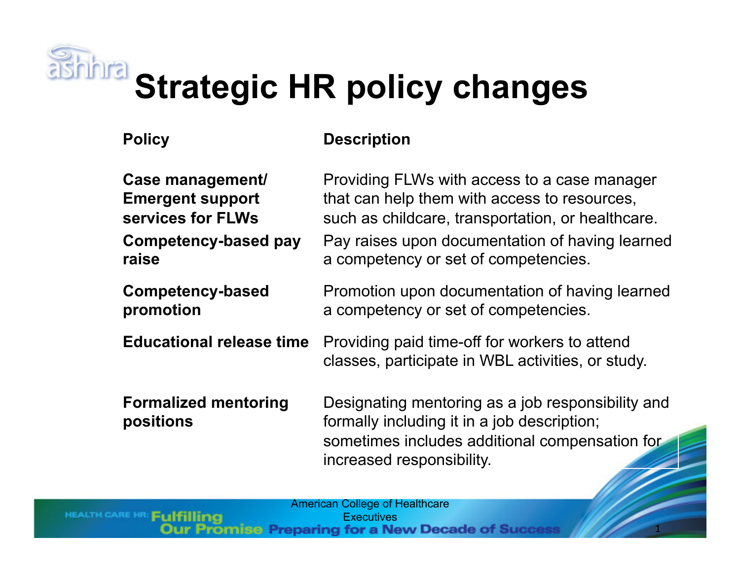# Strategic HR policy changes

| Policy | Description |
| --- | --- |
| **Case management/ Emergent support services for FLWs** | Providing FLWs with access to a case manager that can help them with access to resources, such as childcare, transportation, or healthcare. |
| **Competency-based pay raise** | Pay raises upon documentation of having learned a competency or set of competencies. |
| **Competency-based promotion** | Promotion upon documentation of having learned a competency or set of competencies. |
| **Educational release time** | Providing paid time-off for workers to attend classes, participate in WBL activities, or study. |
| **Formalized mentoring positions** | Designating mentoring as a job responsibility and formally including it in a job description; sometimes includes additional compensation for increased responsibility. |

American College of Healthcare Executives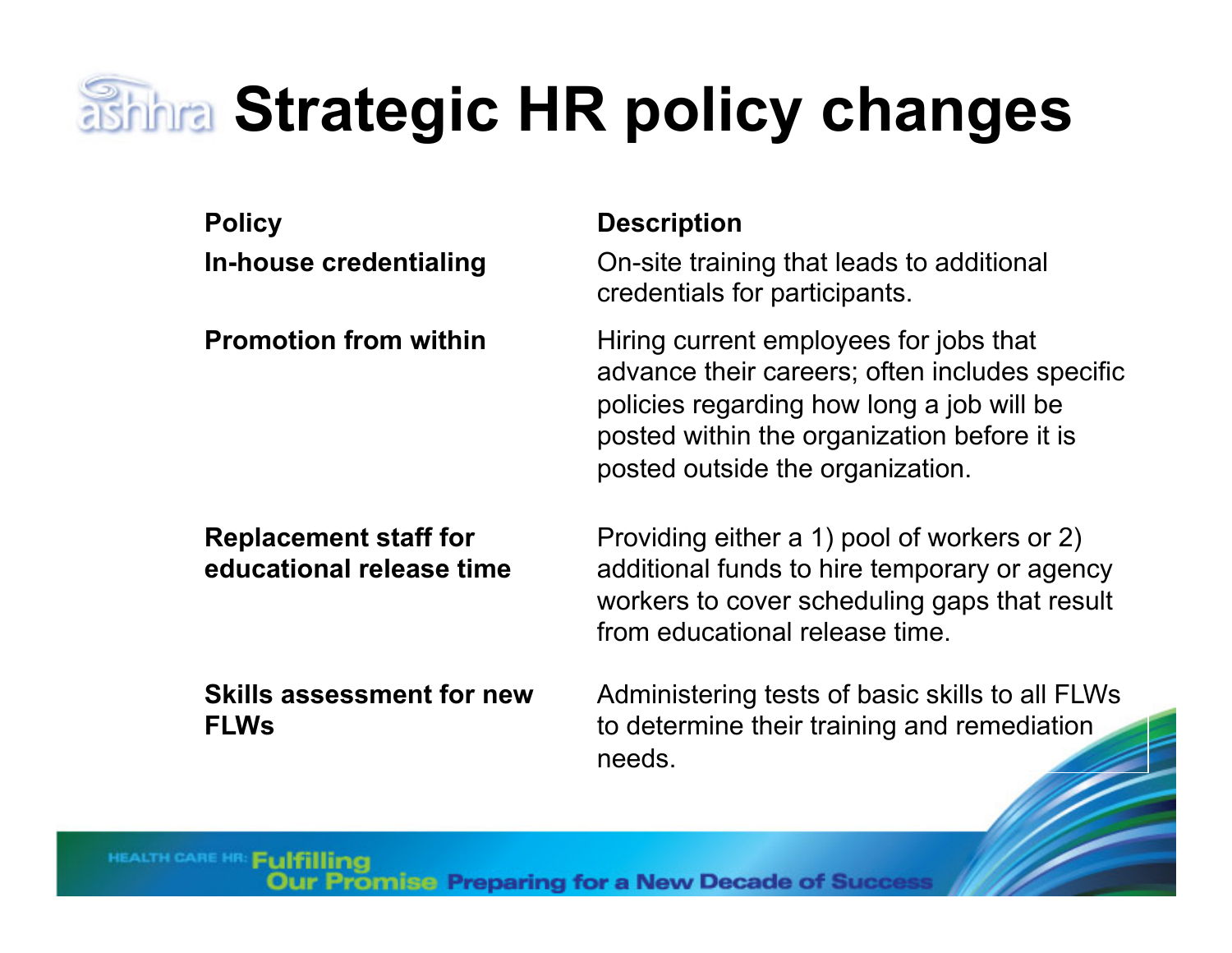# Strategic HR policy changes

| Policy | Description |
| --- | --- |
| **In-house credentialing** | On-site training that leads to additional credentials for participants. |
| **Promotion from within** | Hiring current employees for jobs that advance their careers; often includes specific policies regarding how long a job will be posted within the organization before it is posted outside the organization. |
| **Replacement staff for educational release time** | Providing either a 1) pool of workers or 2) additional funds to hire temporary or agency workers to cover scheduling gaps that result from educational release time. |
| **Skills assessment for new FLWs** | Administering tests of basic skills to all FLWs to determine their training and remediation needs. |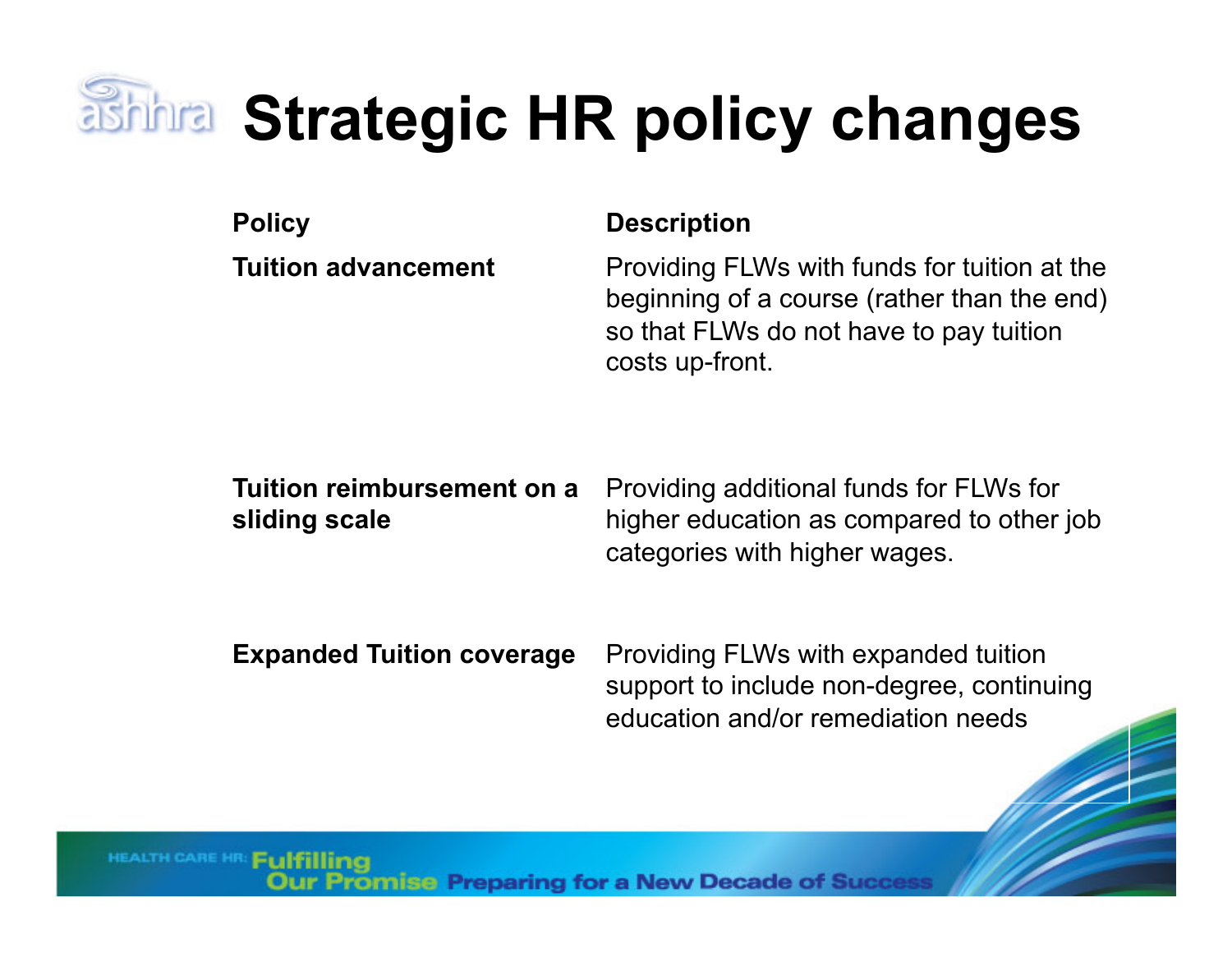# Strategic HR policy changes

| Policy | Description |
| --- | --- |
| **Tuition advancement** | Providing FLWs with funds for tuition at the beginning of a course (rather than the end) so that FLWs do not have to pay tuition costs up-front. |
| **Tuition reimbursement on a sliding scale** | Providing additional funds for FLWs for higher education as compared to other job categories with higher wages. |
| **Expanded Tuition coverage** | Providing FLWs with expanded tuition support to include non-degree, continuing education and/or remediation needs |